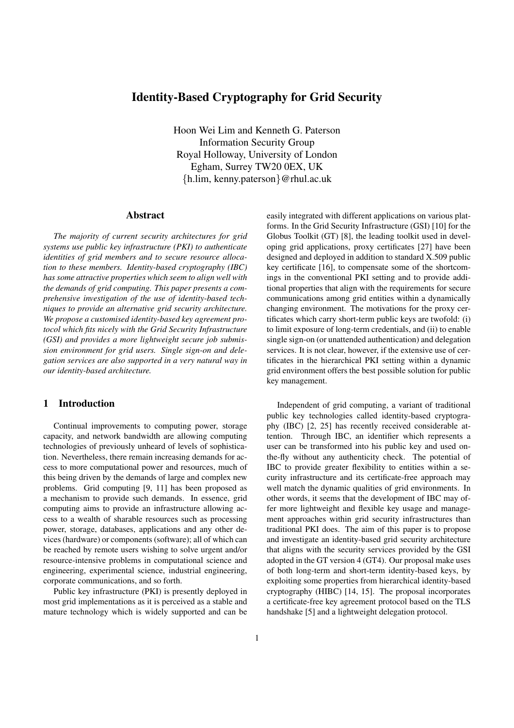# Identity-Based Cryptography for Grid Security

Hoon Wei Lim and Kenneth G. Paterson
Information Security Group
Royal Holloway, University of London
Egham, Surrey TW20 0EX, UK
{h.lim, kenny.paterson}@rhul.ac.uk

## Abstract

*The majority of current security architectures for grid systems use public key infrastructure (PKI) to authenticate identities of grid members and to secure resource allocation to these members. Identity-based cryptography (IBC) has some attractive properties which seem to align well with the demands of grid computing. This paper presents a comprehensive investigation of the use of identity-based techniques to provide an alternative grid security architecture. We propose a customised identity-based key agreement protocol which fits nicely with the Grid Security Infrastructure (GSI) and provides a more lightweight secure job submission environment for grid users. Single sign-on and delegation services are also supported in a very natural way in our identity-based architecture.*

## 1 Introduction

Continual improvements to computing power, storage capacity, and network bandwidth are allowing computing technologies of previously unheard of levels of sophistication. Nevertheless, there remain increasing demands for access to more computational power and resources, much of this being driven by the demands of large and complex new problems. Grid computing [9, 11] has been proposed as a mechanism to provide such demands. In essence, grid computing aims to provide an infrastructure allowing access to a wealth of sharable resources such as processing power, storage, databases, applications and any other devices (hardware) or components (software); all of which can be reached by remote users wishing to solve urgent and/or resource-intensive problems in computational science and engineering, experimental science, industrial engineering, corporate communications, and so forth.

Public key infrastructure (PKI) is presently deployed in most grid implementations as it is perceived as a stable and mature technology which is widely supported and can be easily integrated with different applications on various platforms. In the Grid Security Infrastructure (GSI) [10] for the Globus Toolkit (GT) [8], the leading toolkit used in developing grid applications, proxy certificates [27] have been designed and deployed in addition to standard X.509 public key certificate [16], to compensate some of the shortcomings in the conventional PKI setting and to provide additional properties that align with the requirements for secure communications among grid entities within a dynamically changing environment. The motivations for the proxy certificates which carry short-term public keys are twofold: (i) to limit exposure of long-term credentials, and (ii) to enable single sign-on (or unattended authentication) and delegation services. It is not clear, however, if the extensive use of certificates in the hierarchical PKI setting within a dynamic grid environment offers the best possible solution for public key management.

Independent of grid computing, a variant of traditional public key technologies called identity-based cryptography (IBC) [2, 25] has recently received considerable attention. Through IBC, an identifier which represents a user can be transformed into his public key and used on-the-fly without any authenticity check. The potential of IBC to provide greater flexibility to entities within a security infrastructure and its certificate-free approach may well match the dynamic qualities of grid environments. In other words, it seems that the development of IBC may offer more lightweight and flexible key usage and management approaches within grid security infrastructures than traditional PKI does. The aim of this paper is to propose and investigate an identity-based grid security architecture that aligns with the security services provided by the GSI adopted in the GT version 4 (GT4). Our proposal make uses of both long-term and short-term identity-based keys, by exploiting some properties from hierarchical identity-based cryptography (HIBC) [14, 15]. The proposal incorporates a certificate-free key agreement protocol based on the TLS handshake [5] and a lightweight delegation protocol.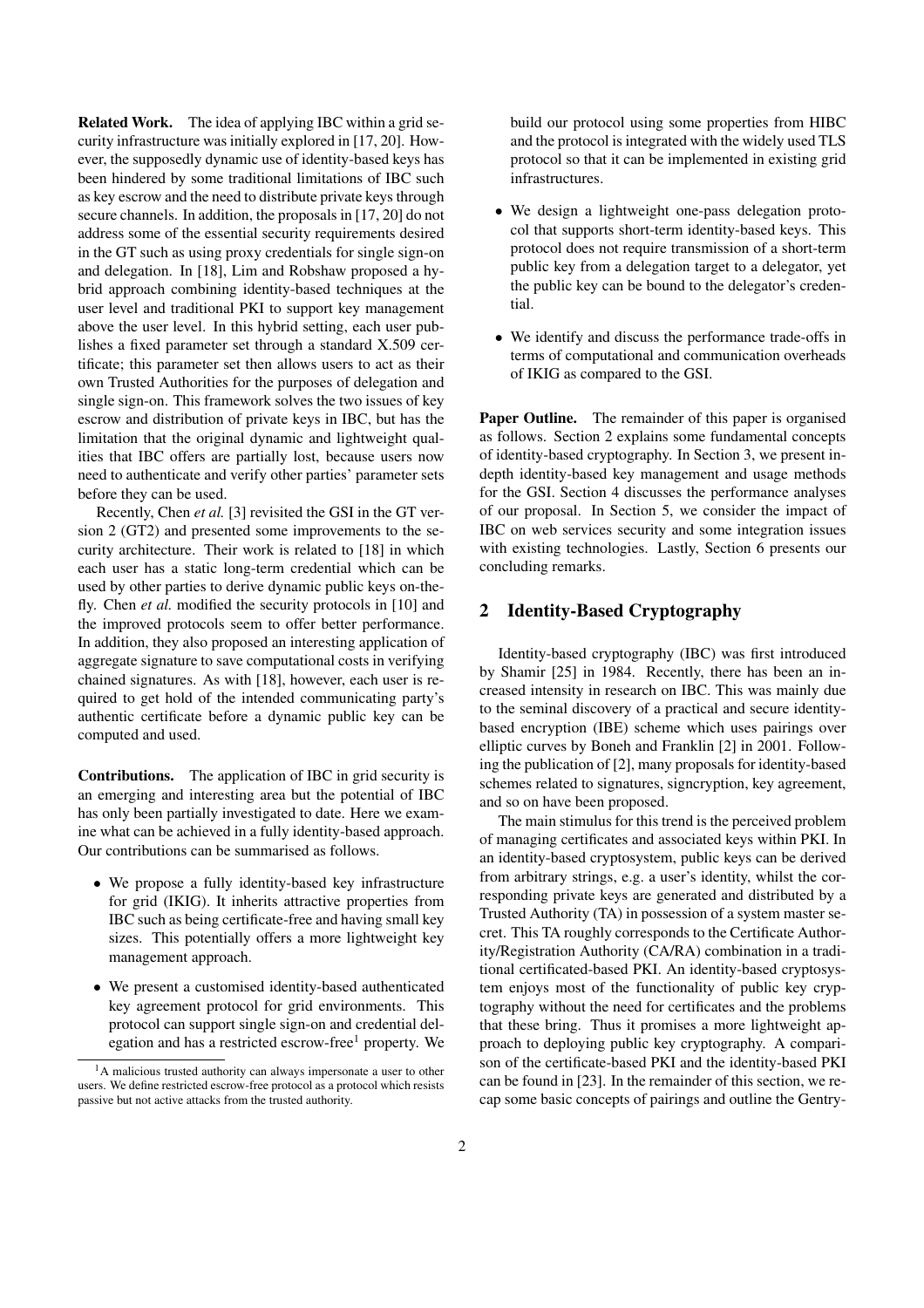**Related Work.** The idea of applying IBC within a grid security infrastructure was initially explored in [17, 20]. However, the supposedly dynamic use of identity-based keys has been hindered by some traditional limitations of IBC such as key escrow and the need to distribute private keys through secure channels. In addition, the proposals in [17, 20] do not address some of the essential security requirements desired in the GT such as using proxy credentials for single sign-on and delegation. In [18], Lim and Robshaw proposed a hybrid approach combining identity-based techniques at the user level and traditional PKI to support key management above the user level. In this hybrid setting, each user publishes a fixed parameter set through a standard X.509 certificate; this parameter set then allows users to act as their own Trusted Authorities for the purposes of delegation and single sign-on. This framework solves the two issues of key escrow and distribution of private keys in IBC, but has the limitation that the original dynamic and lightweight qualities that IBC offers are partially lost, because users now need to authenticate and verify other parties' parameter sets before they can be used.

Recently, Chen *et al.* [3] revisited the GSI in the GT version 2 (GT2) and presented some improvements to the security architecture. Their work is related to [18] in which each user has a static long-term credential which can be used by other parties to derive dynamic public keys on-the-fly. Chen *et al.* modified the security protocols in [10] and the improved protocols seem to offer better performance. In addition, they also proposed an interesting application of aggregate signature to save computational costs in verifying chained signatures. As with [18], however, each user is required to get hold of the intended communicating party's authentic certificate before a dynamic public key can be computed and used.

**Contributions.** The application of IBC in grid security is an emerging and interesting area but the potential of IBC has only been partially investigated to date. Here we examine what can be achieved in a fully identity-based approach. Our contributions can be summarised as follows.

- We propose a fully identity-based key infrastructure for grid (IKIG). It inherits attractive properties from IBC such as being certificate-free and having small key sizes. This potentially offers a more lightweight key management approach.
- We present a customised identity-based authenticated key agreement protocol for grid environments. This protocol can support single sign-on and credential delegation and has a restricted escrow-free[1] property. We build our protocol using some properties from HIBC and the protocol is integrated with the widely used TLS protocol so that it can be implemented in existing grid infrastructures.
- We design a lightweight one-pass delegation protocol that supports short-term identity-based keys. This protocol does not require transmission of a short-term public key from a delegation target to a delegator, yet the public key can be bound to the delegator's credential.
- We identify and discuss the performance trade-offs in terms of computational and communication overheads of IKIG as compared to the GSI.

[1] A malicious trusted authority can always impersonate a user to other users. We define restricted escrow-free protocol as a protocol which resists passive but not active attacks from the trusted authority.

**Paper Outline.** The remainder of this paper is organised as follows. Section 2 explains some fundamental concepts of identity-based cryptography. In Section 3, we present in-depth identity-based key management and usage methods for the GSI. Section 4 discusses the performance analyses of our proposal. In Section 5, we consider the impact of IBC on web services security and some integration issues with existing technologies. Lastly, Section 6 presents our concluding remarks.

## 2 Identity-Based Cryptography

Identity-based cryptography (IBC) was first introduced by Shamir [25] in 1984. Recently, there has been an increased intensity in research on IBC. This was mainly due to the seminal discovery of a practical and secure identity-based encryption (IBE) scheme which uses pairings over elliptic curves by Boneh and Franklin [2] in 2001. Following the publication of [2], many proposals for identity-based schemes related to signatures, signcryption, key agreement, and so on have been proposed.

The main stimulus for this trend is the perceived problem of managing certificates and associated keys within PKI. In an identity-based cryptosystem, public keys can be derived from arbitrary strings, e.g. a user's identity, whilst the corresponding private keys are generated and distributed by a Trusted Authority (TA) in possession of a system master secret. This TA roughly corresponds to the Certificate Authority/Registration Authority (CA/RA) combination in a traditional certificated-based PKI. An identity-based cryptosystem enjoys most of the functionality of public key cryptography without the need for certificates and the problems that these bring. Thus it promises a more lightweight approach to deploying public key cryptography. A comparison of the certificate-based PKI and the identity-based PKI can be found in [23]. In the remainder of this section, we recap some basic concepts of pairings and outline the Gentry-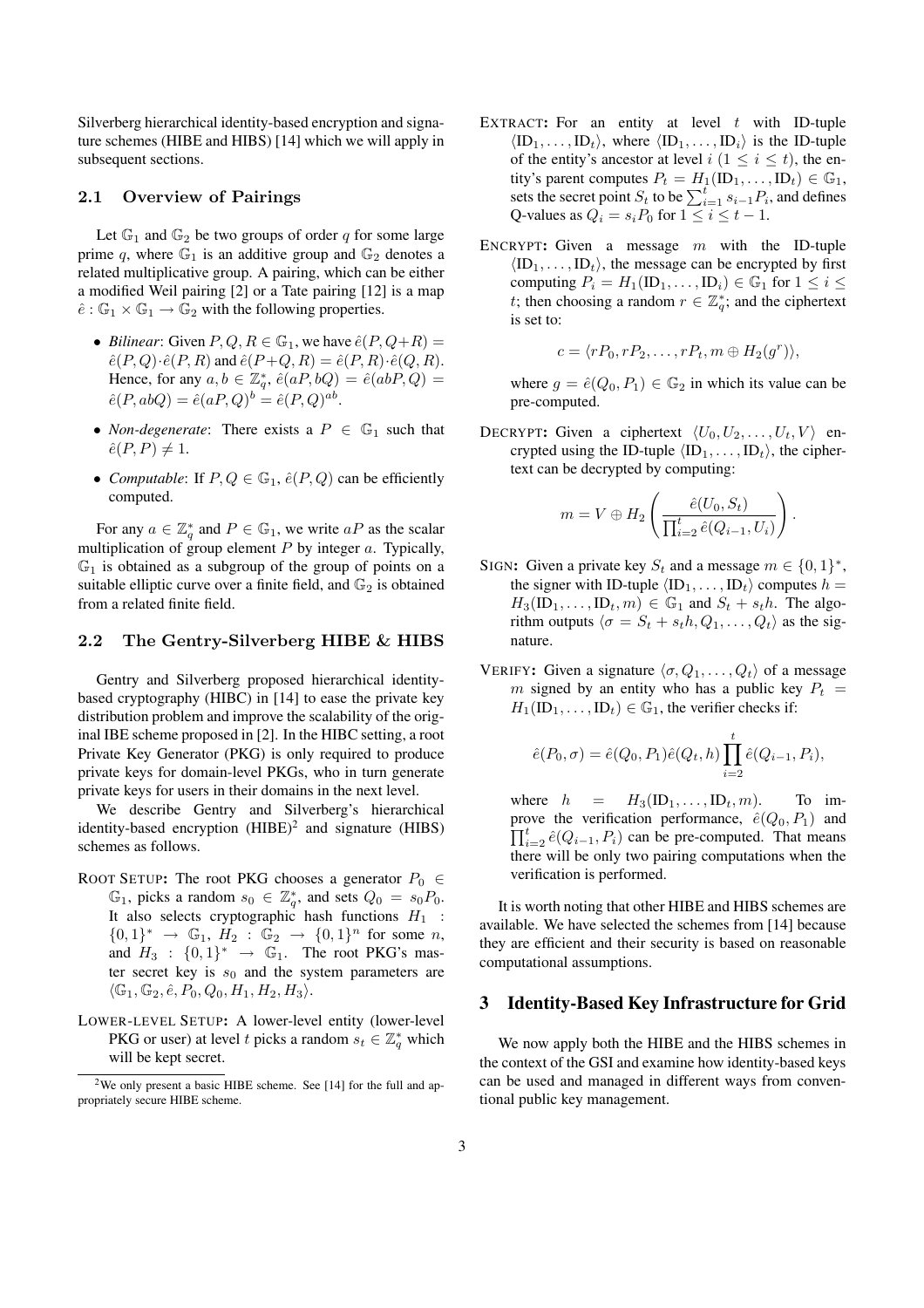Silverberg hierarchical identity-based encryption and signature schemes (HIBE and HIBS) [14] which we will apply in subsequent sections.

### 2.1 Overview of Pairings

Let $\mathbb{G}_1$ and $\mathbb{G}_2$ be two groups of order $q$ for some large prime $q$, where $\mathbb{G}_1$ is an additive group and $\mathbb{G}_2$ denotes a related multiplicative group. A pairing, which can be either a modified Weil pairing [2] or a Tate pairing [12] is a map $\hat{e} : \mathbb{G}_1 \times \mathbb{G}_1 \rightarrow \mathbb{G}_2$ with the following properties.

- *Bilinear*: Given $P, Q, R \in \mathbb{G}_1$, we have $\hat{e}(P, Q+R) = \hat{e}(P, Q) \cdot \hat{e}(P, R)$ and $\hat{e}(P+Q, R) = \hat{e}(P, R) \cdot \hat{e}(Q, R)$. Hence, for any $a, b \in \mathbb{Z}_q^*$, $\hat{e}(aP, bQ) = \hat{e}(abP, Q) = \hat{e}(P, abQ) = \hat{e}(aP, Q)^b = \hat{e}(P, Q)^{ab}$.
- *Non-degenerate*: There exists a $P \in \mathbb{G}_1$ such that $\hat{e}(P, P) \neq 1$.
- *Computable*: If $P, Q \in \mathbb{G}_1$, $\hat{e}(P, Q)$ can be efficiently computed.

For any $a \in \mathbb{Z}_q^*$ and $P \in \mathbb{G}_1$, we write $aP$ as the scalar multiplication of group element $P$ by integer $a$. Typically, $\mathbb{G}_1$ is obtained as a subgroup of the group of points on a suitable elliptic curve over a finite field, and $\mathbb{G}_2$ is obtained from a related finite field.

### 2.2 The Gentry-Silverberg HIBE & HIBS

Gentry and Silverberg proposed hierarchical identity-based cryptography (HIBC) in [14] to ease the private key distribution problem and improve the scalability of the original IBE scheme proposed in [2]. In the HIBC setting, a root Private Key Generator (PKG) is only required to produce private keys for domain-level PKGs, who in turn generate private keys for users in their domains in the next level.

We describe Gentry and Silverberg's hierarchical identity-based encryption (HIBE)[2] and signature (HIBS) schemes as follows.

ROOT SETUP**:** The root PKG chooses a generator $P_0 \in \mathbb{G}_1$, picks a random $s_0 \in \mathbb{Z}_q^*$, and sets $Q_0 = s_0 P_0$. It also selects cryptographic hash functions $H_1 : \{0,1\}^* \rightarrow \mathbb{G}_1$, $H_2 : \mathbb{G}_2 \rightarrow \{0,1\}^n$ for some $n$, and $H_3 : \{0,1\}^* \rightarrow \mathbb{G}_1$. The root PKG's master secret key is $s_0$ and the system parameters are $\langle \mathbb{G}_1, \mathbb{G}_2, \hat{e}, P_0, Q_0, H_1, H_2, H_3 \rangle$.

LOWER-LEVEL SETUP**:** A lower-level entity (lower-level PKG or user) at level $t$ picks a random $s_t \in \mathbb{Z}_q^*$ which will be kept secret.

EXTRACT**:** For an entity at level $t$ with ID-tuple $\langle \text{ID}_1, \ldots, \text{ID}_t \rangle$, where $\langle \text{ID}_1, \ldots, \text{ID}_i \rangle$ is the ID-tuple of the entity's ancestor at level $i$ ($1 \leq i \leq t$), the entity's parent computes $P_t = H_1(\text{ID}_1, \ldots, \text{ID}_t) \in \mathbb{G}_1$, sets the secret point $S_t$ to be $\sum_{i=1}^{t} s_{i-1} P_i$, and defines Q-values as $Q_i = s_i P_0$ for $1 \leq i \leq t-1$.

ENCRYPT**:** Given a message $m$ with the ID-tuple $\langle \text{ID}_1, \ldots, \text{ID}_t \rangle$, the message can be encrypted by first computing $P_i = H_1(\text{ID}_1, \ldots, \text{ID}_i) \in \mathbb{G}_1$ for $1 \leq i \leq t$; then choosing a random $r \in \mathbb{Z}_q^*$; and the ciphertext is set to:

$$c = \langle rP_0, rP_2, \ldots, rP_t, m \oplus H_2(g^r) \rangle,$$

where $g = \hat{e}(Q_0, P_1) \in \mathbb{G}_2$ in which its value can be pre-computed.

DECRYPT**:** Given a ciphertext $\langle U_0, U_2, \ldots, U_t, V \rangle$ encrypted using the ID-tuple $\langle \text{ID}_1, \ldots, \text{ID}_t \rangle$, the ciphertext can be decrypted by computing:

$$m = V \oplus H_2\left( \frac{\hat{e}(U_0, S_t)}{\prod_{i=2}^{t} \hat{e}(Q_{i-1}, U_i)} \right).$$

SIGN**:** Given a private key $S_t$ and a message $m \in \{0,1\}^*$, the signer with ID-tuple $\langle \text{ID}_1, \ldots, \text{ID}_t \rangle$ computes $h = H_3(\text{ID}_1, \ldots, \text{ID}_t, m) \in \mathbb{G}_1$ and $S_t + s_t h$. The algorithm outputs $\langle \sigma = S_t + s_t h, Q_1, \ldots, Q_t \rangle$ as the signature.

VERIFY**:** Given a signature $\langle \sigma, Q_1, \ldots, Q_t \rangle$ of a message $m$ signed by an entity who has a public key $P_t = H_1(\text{ID}_1, \ldots, \text{ID}_t) \in \mathbb{G}_1$, the verifier checks if:

$$\hat{e}(P_0, \sigma) = \hat{e}(Q_0, P_1) \hat{e}(Q_t, h) \prod_{i=2}^{t} \hat{e}(Q_{i-1}, P_i),$$

where $h = H_3(\text{ID}_1, \ldots, \text{ID}_t, m)$. To improve the verification performance, $\hat{e}(Q_0, P_1)$ and $\prod_{i=2}^{t} \hat{e}(Q_{i-1}, P_i)$ can be pre-computed. That means there will be only two pairing computations when the verification is performed.

It is worth noting that other HIBE and HIBS schemes are available. We have selected the schemes from [14] because they are efficient and their security is based on reasonable computational assumptions.

# 3 Identity-Based Key Infrastructure for Grid

We now apply both the HIBE and the HIBS schemes in the context of the GSI and examine how identity-based keys can be used and managed in different ways from conventional public key management.

[2] We only present a basic HIBE scheme. See [14] for the full and appropriately secure HIBE scheme.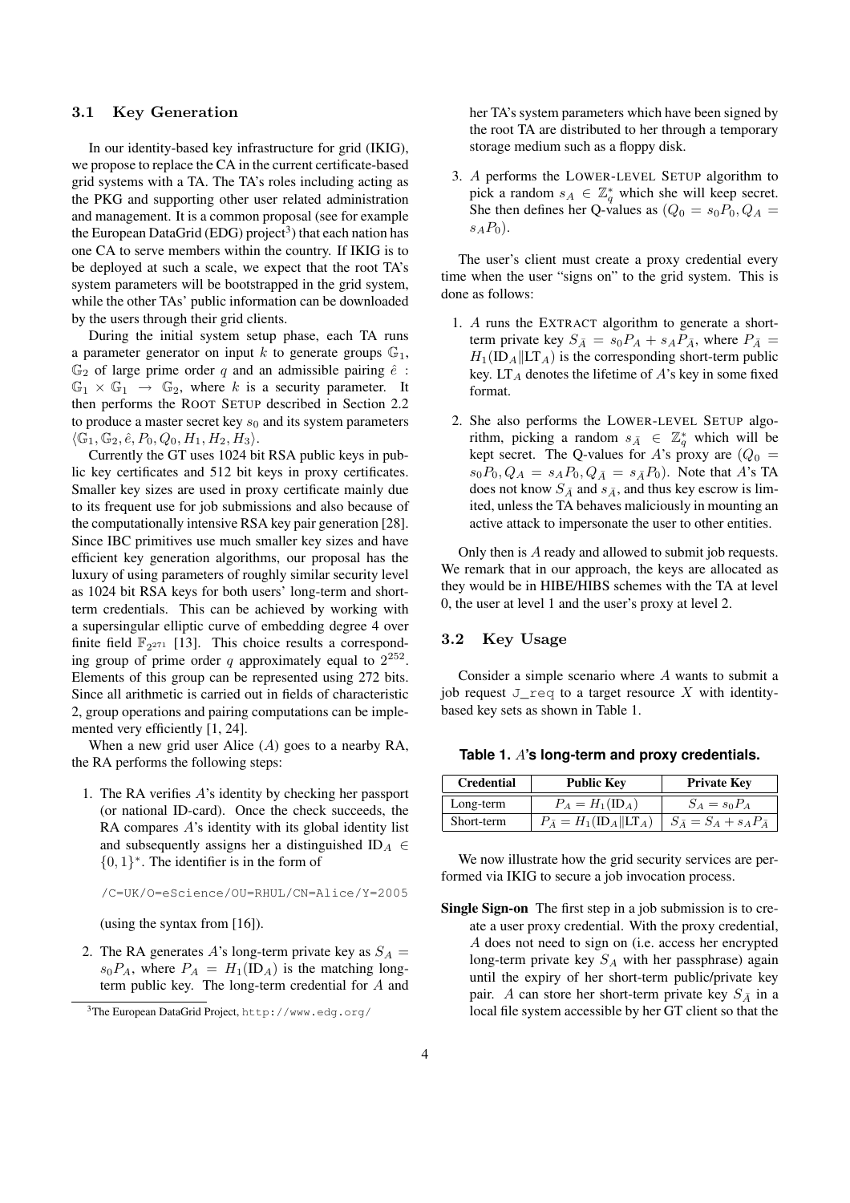### 3.1 Key Generation

In our identity-based key infrastructure for grid (IKIG), we propose to replace the CA in the current certificate-based grid systems with a TA. The TA's roles including acting as the PKG and supporting other user related administration and management. It is a common proposal (see for example the European DataGrid (EDG) project[3]) that each nation has one CA to serve members within the country. If IKIG is to be deployed at such a scale, we expect that the root TA's system parameters will be bootstrapped in the grid system, while the other TAs' public information can be downloaded by the users through their grid clients.

During the initial system setup phase, each TA runs a parameter generator on input $k$ to generate groups $\mathbb{G}_1$, $\mathbb{G}_2$ of large prime order $q$ and an admissible pairing $\hat{e} : \mathbb{G}_1 \times \mathbb{G}_1 \rightarrow \mathbb{G}_2$, where $k$ is a security parameter. It then performs the ROOT SETUP described in Section 2.2 to produce a master secret key $s_0$ and its system parameters $\langle \mathbb{G}_1, \mathbb{G}_2, \hat{e}, P_0, Q_0, H_1, H_2, H_3 \rangle$.

Currently the GT uses 1024 bit RSA public keys in public key certificates and 512 bit keys in proxy certificates. Smaller key sizes are used in proxy certificate mainly due to its frequent use for job submissions and also because of the computationally intensive RSA key pair generation [28]. Since IBC primitives use much smaller key sizes and have efficient key generation algorithms, our proposal has the luxury of using parameters of roughly similar security level as 1024 bit RSA keys for both users' long-term and short-term credentials. This can be achieved by working with a supersingular elliptic curve of embedding degree 4 over finite field $\mathbb{F}_{2^{271}}$ [13]. This choice results a corresponding group of prime order $q$ approximately equal to $2^{252}$. Elements of this group can be represented using 272 bits. Since all arithmetic is carried out in fields of characteristic 2, group operations and pairing computations can be implemented very efficiently [1, 24].

When a new grid user Alice ($A$) goes to a nearby RA, the RA performs the following steps:

1. The RA verifies $A$'s identity by checking her passport (or national ID-card). Once the check succeeds, the RA compares $A$'s identity with its global identity list and subsequently assigns her a distinguished $\text{ID}_A \in \{0,1\}^*$. The identifier is in the form of

   ```
   /C=UK/O=eScience/OU=RHUL/CN=Alice/Y=2005
   ```

   (using the syntax from [16]).

2. The RA generates $A$'s long-term private key as $S_A = s_0 P_A$, where $P_A = H_1(\text{ID}_A)$ is the matching long-term public key. The long-term credential for $A$ and her TA's system parameters which have been signed by the root TA are distributed to her through a temporary storage medium such as a floppy disk.

3. $A$ performs the LOWER-LEVEL SETUP algorithm to pick a random $s_A \in \mathbb{Z}_q^*$ which she will keep secret. She then defines her Q-values as $(Q_0 = s_0 P_0, Q_A = s_A P_0)$.

The user's client must create a proxy credential every time when the user "signs on" to the grid system. This is done as follows:

1. $A$ runs the EXTRACT algorithm to generate a short-term private key $S_{\bar{A}} = s_0 P_A + s_A P_{\bar{A}}$, where $P_{\bar{A}} = H_1(\text{ID}_A \| \text{LT}_A)$ is the corresponding short-term public key. $\text{LT}_A$ denotes the lifetime of $A$'s key in some fixed format.

2. She also performs the LOWER-LEVEL SETUP algorithm, picking a random $s_{\bar{A}} \in \mathbb{Z}_q^*$ which will be kept secret. The Q-values for $A$'s proxy are $(Q_0 = s_0 P_0, Q_A = s_A P_0, Q_{\bar{A}} = s_{\bar{A}} P_0)$. Note that $A$'s TA does not know $S_{\bar{A}}$ and $s_{\bar{A}}$, and thus key escrow is limited, unless the TA behaves maliciously in mounting an active attack to impersonate the user to other entities.

Only then is $A$ ready and allowed to submit job requests. We remark that in our approach, the keys are allocated as they would be in HIBE/HIBS schemes with the TA at level 0, the user at level 1 and the user's proxy at level 2.

### 3.2 Key Usage

Consider a simple scenario where $A$ wants to submit a job request `J_req` to a target resource $X$ with identity-based key sets as shown in Table 1.

**Table 1. $A$'s long-term and proxy credentials.**

| Credential | Public Key | Private Key |
|---|---|---|
| Long-term | $P_A = H_1(\text{ID}_A)$ | $S_A = s_0 P_A$ |
| Short-term | $P_{\bar{A}} = H_1(\text{ID}_A \| \text{LT}_A)$ | $S_{\bar{A}} = S_A + s_A P_{\bar{A}}$ |

We now illustrate how the grid security services are performed via IKIG to secure a job invocation process.

**Single Sign-on** The first step in a job submission is to create a user proxy credential. With the proxy credential, $A$ does not need to sign on (i.e. access her encrypted long-term private key $S_A$ with her passphrase) again until the expiry of her short-term public/private key pair. $A$ can store her short-term private key $S_{\bar{A}}$ in a local file system accessible by her GT client so that the

[3] The European DataGrid Project, http://www.edg.org/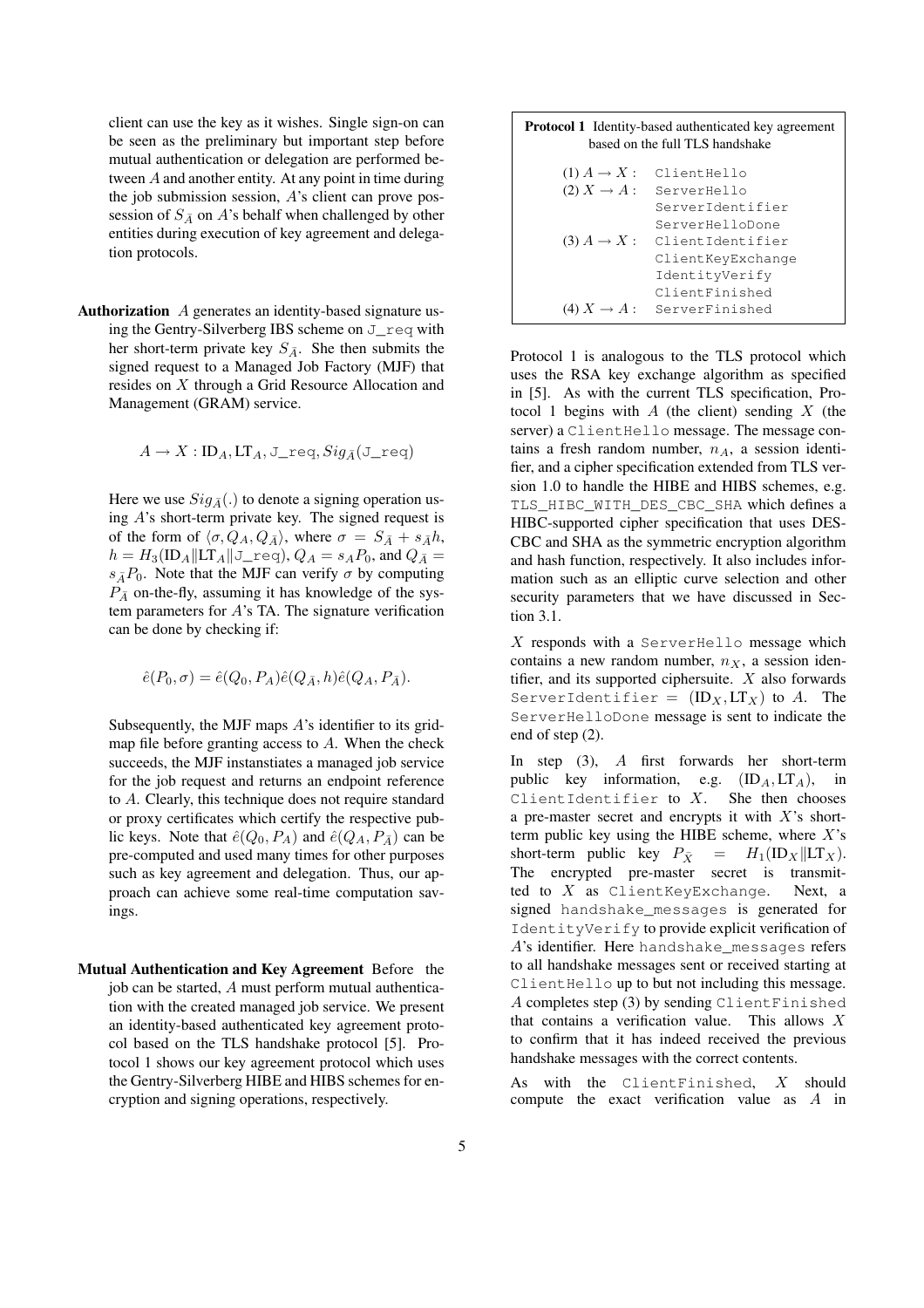client can use the key as it wishes. Single sign-on can be seen as the preliminary but important step before mutual authentication or delegation are performed between $A$ and another entity. At any point in time during the job submission session, $A$'s client can prove possession of $S_{\bar{A}}$ on $A$'s behalf when challenged by other entities during execution of key agreement and delegation protocols.

**Authorization** $A$ generates an identity-based signature using the Gentry-Silverberg IBS scheme on `J_req` with her short-term private key $S_{\bar{A}}$. She then submits the signed request to a Managed Job Factory (MJF) that resides on $X$ through a Grid Resource Allocation and Management (GRAM) service.

$$A \rightarrow X : \text{ID}_A, \text{LT}_A, \texttt{J\_req}, Sig_{\bar{A}}(\texttt{J\_req})$$

Here we use $Sig_{\bar{A}}(.)$ to denote a signing operation using $A$'s short-term private key. The signed request is of the form of $\langle \sigma, Q_A, Q_{\bar{A}} \rangle$, where $\sigma = S_{\bar{A}} + s_{\bar{A}}h$, $h = H_3(\text{ID}_A \| \text{LT}_A \| \texttt{J\_req})$, $Q_A = s_A P_0$, and $Q_{\bar{A}} = s_{\bar{A}} P_0$. Note that the MJF can verify $\sigma$ by computing $P_{\bar{A}}$ on-the-fly, assuming it has knowledge of the system parameters for $A$'s TA. The signature verification can be done by checking if:

$$\hat{e}(P_0, \sigma) = \hat{e}(Q_0, P_A)\hat{e}(Q_{\bar{A}}, h)\hat{e}(Q_A, P_{\bar{A}}).$$

Subsequently, the MJF maps $A$'s identifier to its grid-map file before granting access to $A$. When the check succeeds, the MJF instantiates a managed job service for the job request and returns an endpoint reference to $A$. Clearly, this technique does not require standard or proxy certificates which certify the respective public keys. Note that $\hat{e}(Q_0, P_A)$ and $\hat{e}(Q_A, P_{\bar{A}})$ can be pre-computed and used many times for other purposes such as key agreement and delegation. Thus, our approach can achieve some real-time computation savings.

**Mutual Authentication and Key Agreement** Before the job can be started, $A$ must perform mutual authentication with the created managed job service. We present an identity-based authenticated key agreement protocol based on the TLS handshake protocol [5]. Protocol 1 shows our key agreement protocol which uses the Gentry-Silverberg HIBE and HIBS schemes for encryption and signing operations, respectively.

**Protocol 1** Identity-based authenticated key agreement based on the full TLS handshake

| | |
|---|---|
| (1) $A \rightarrow X$ : | `ClientHello` |
| (2) $X \rightarrow A$ : | `ServerHello` |
| | `ServerIdentifier` |
| | `ServerHelloDone` |
| (3) $A \rightarrow X$ : | `ClientIdentifier` |
| | `ClientKeyExchange` |
| | `IdentityVerify` |
| | `ClientFinished` |
| (4) $X \rightarrow A$ : | `ServerFinished` |

Protocol 1 is analogous to the TLS protocol which uses the RSA key exchange algorithm as specified in [5]. As with the current TLS specification, Protocol 1 begins with $A$ (the client) sending $X$ (the server) a `ClientHello` message. The message contains a fresh random number, $n_A$, a session identifier, and a cipher specification extended from TLS version 1.0 to handle the HIBE and HIBS schemes, e.g. `TLS_HIBC_WITH_DES_CBC_SHA` which defines a HIBC-supported cipher specification that uses DES-CBC and SHA as the symmetric encryption algorithm and hash function, respectively. It also includes information such as an elliptic curve selection and other security parameters that we have discussed in Section 3.1.

$X$ responds with a `ServerHello` message which contains a new random number, $n_X$, a session identifier, and its supported ciphersuite. $X$ also forwards `ServerIdentifier` = $(\text{ID}_X, \text{LT}_X)$ to $A$. The `ServerHelloDone` message is sent to indicate the end of step (2).

In step (3), $A$ first forwards her short-term public key information, e.g. $(\text{ID}_A, \text{LT}_A)$, in `ClientIdentifier` to $X$. She then chooses a pre-master secret and encrypts it with $X$'s short-term public key using the HIBE scheme, where $X$'s short-term public key $P_{\bar{X}} = H_1(\text{ID}_X \| \text{LT}_X)$. The encrypted pre-master secret is transmitted to $X$ as `ClientKeyExchange`. Next, a signed `handshake_messages` is generated for `IdentityVerify` to provide explicit verification of $A$'s identifier. Here `handshake_messages` refers to all handshake messages sent or received starting at `ClientHello` up to but not including this message. $A$ completes step (3) by sending `ClientFinished` that contains a verification value. This allows $X$ to confirm that it has indeed received the previous handshake messages with the correct contents.

As with the `ClientFinished`, $X$ should compute the exact verification value as $A$ in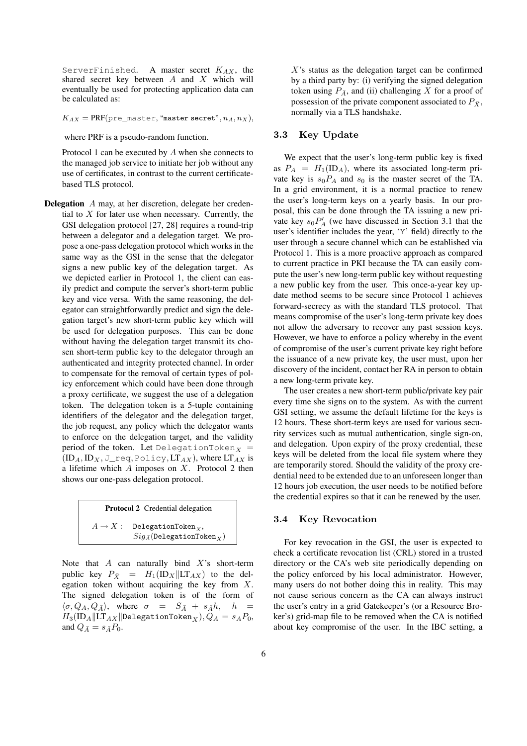ServerFinished. A master secret $K_{AX}$, the shared secret key between $A$ and $X$ which will eventually be used for protecting application data can be calculated as:

$$K_{AX} = \text{PRF}(\texttt{pre\_master}, \text{"master secret"}, n_A, n_X),$$

where PRF is a pseudo-random function.

Protocol 1 can be executed by $A$ when she connects to the managed job service to initiate her job without any use of certificates, in contrast to the current certificate-based TLS protocol.

**Delegation** $A$ may, at her discretion, delegate her credential to $X$ for later use when necessary. Currently, the GSI delegation protocol [27, 28] requires a round-trip between a delegator and a delegation target. We propose a one-pass delegation protocol which works in the same way as the GSI in the sense that the delegator signs a new public key of the delegation target. As we depicted earlier in Protocol 1, the client can easily predict and compute the server's short-term public key and vice versa. With the same reasoning, the delegator can straightforwardly predict and sign the delegation target's new short-term public key which will be used for delegation purposes. This can be done without having the delegation target transmit its chosen short-term public key to the delegator through an authenticated and integrity protected channel. In order to compensate for the removal of certain types of policy enforcement which could have been done through a proxy certificate, we suggest the use of a delegation token. The delegation token is a 5-tuple containing identifiers of the delegator and the delegation target, the job request, any policy which the delegator wants to enforce on the delegation target, and the validity period of the token. Let $\texttt{DelegationToken}_X = (\text{ID}_A, \text{ID}_X, \texttt{J\_req}, \texttt{Policy}, \text{LT}_{AX})$, where $\text{LT}_{AX}$ is a lifetime which $A$ imposes on $X$. Protocol 2 then shows our one-pass delegation protocol.

**Protocol 2** Credential delegation

$A \rightarrow X$ : $\texttt{DelegationToken}_X$, $Sig_{\bar{A}}(\texttt{DelegationToken}_X)$

Note that $A$ can naturally bind $X$'s short-term public key $P_{\bar{X}} = H_1(\text{ID}_X \| \text{LT}_{AX})$ to the delegation token without acquiring the key from $X$. The signed delegation token is of the form of $\langle \sigma, Q_A, Q_{\bar{A}} \rangle$, where $\sigma = S_{\bar{A}} + s_{\bar{A}}h$, $h = H_3(\text{ID}_A \| \text{LT}_{AX} \| \texttt{DelegationToken}_X), Q_A = s_A P_0$, and $Q_{\bar{A}} = s_{\bar{A}} P_0$.

$X$'s status as the delegation target can be confirmed by a third party by: (i) verifying the signed delegation token using $P_{\bar{A}}$, and (ii) challenging $X$ for a proof of possession of the private component associated to $P_{\bar{X}}$, normally via a TLS handshake.

### 3.3 Key Update

We expect that the user's long-term public key is fixed as $P_A = H_1(\text{ID}_A)$, where its associated long-term private key is $s_0 P_A$ and $s_0$ is the master secret of the TA. In a grid environment, it is a normal practice to renew the user's long-term keys on a yearly basis. In our proposal, this can be done through the TA issuing a new private key $s_0 P'_A$ (we have discussed in Section 3.1 that the user's identifier includes the year, 'Y' field) directly to the user through a secure channel which can be established via Protocol 1. This is a more proactive approach as compared to current practice in PKI because the TA can easily compute the user's new long-term public key without requesting a new public key from the user. This once-a-year key update method seems to be secure since Protocol 1 achieves forward-secrecy as with the standard TLS protocol. That means compromise of the user's long-term private key does not allow the adversary to recover any past session keys. However, we have to enforce a policy whereby in the event of compromise of the user's current private key right before the issuance of a new private key, the user must, upon her discovery of the incident, contact her RA in person to obtain a new long-term private key.

The user creates a new short-term public/private key pair every time she signs on to the system. As with the current GSI setting, we assume the default lifetime for the keys is 12 hours. These short-term keys are used for various security services such as mutual authentication, single sign-on, and delegation. Upon expiry of the proxy credential, these keys will be deleted from the local file system where they are temporarily stored. Should the validity of the proxy credential need to be extended due to an unforeseen longer than 12 hours job execution, the user needs to be notified before the credential expires so that it can be renewed by the user.

### 3.4 Key Revocation

For key revocation in the GSI, the user is expected to check a certificate revocation list (CRL) stored in a trusted directory or the CA's web site periodically depending on the policy enforced by his local administrator. However, many users do not bother doing this in reality. This may not cause serious concern as the CA can always instruct the user's entry in a grid Gatekeeper's (or a Resource Broker's) grid-map file to be removed when the CA is notified about key compromise of the user. In the IBC setting, a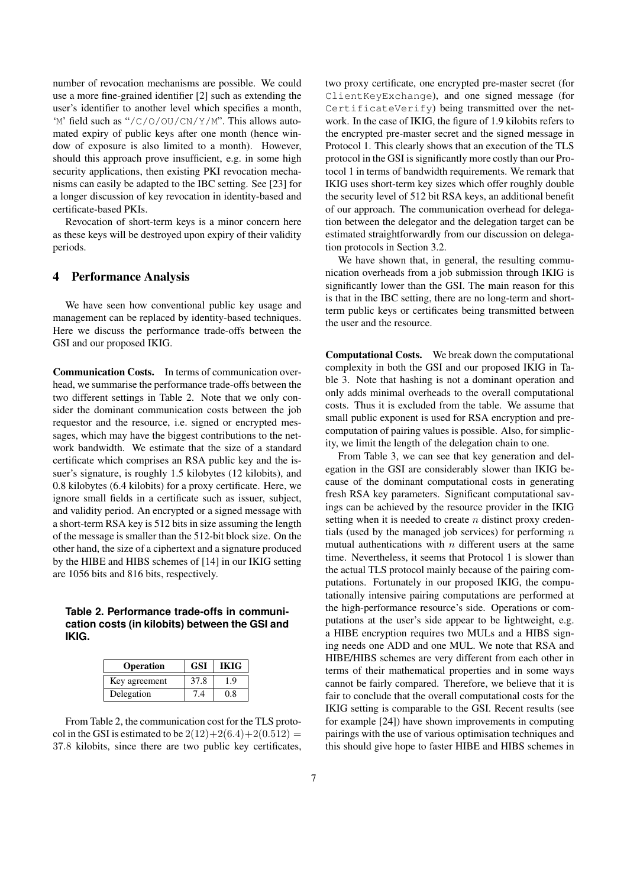number of revocation mechanisms are possible. We could use a more fine-grained identifier [2] such as extending the user's identifier to another level which specifies a month, 'M' field such as "/C/O/OU/CN/Y/M". This allows automated expiry of public keys after one month (hence window of exposure is also limited to a month). However, should this approach prove insufficient, e.g. in some high security applications, then existing PKI revocation mechanisms can easily be adapted to the IBC setting. See [23] for a longer discussion of key revocation in identity-based and certificate-based PKIs.

Revocation of short-term keys is a minor concern here as these keys will be destroyed upon expiry of their validity periods.

## 4 Performance Analysis

We have seen how conventional public key usage and management can be replaced by identity-based techniques. Here we discuss the performance trade-offs between the GSI and our proposed IKIG.

**Communication Costs.** In terms of communication overhead, we summarise the performance trade-offs between the two different settings in Table 2. Note that we only consider the dominant communication costs between the job requestor and the resource, i.e. signed or encrypted messages, which may have the biggest contributions to the network bandwidth. We estimate that the size of a standard certificate which comprises an RSA public key and the issuer's signature, is roughly 1.5 kilobytes (12 kilobits), and 0.8 kilobytes (6.4 kilobits) for a proxy certificate. Here, we ignore small fields in a certificate such as issuer, subject, and validity period. An encrypted or a signed message with a short-term RSA key is 512 bits in size assuming the length of the message is smaller than the 512-bit block size. On the other hand, the size of a ciphertext and a signature produced by the HIBE and HIBS schemes of [14] in our IKIG setting are 1056 bits and 816 bits, respectively.

**Table 2. Performance trade-offs in communication costs (in kilobits) between the GSI and IKIG.**

| Operation | GSI | IKIG |
|---|---|---|
| Key agreement | 37.8 | 1.9 |
| Delegation | 7.4 | 0.8 |

From Table 2, the communication cost for the TLS protocol in the GSI is estimated to be $2(12)+2(6.4)+2(0.512) = 37.8$ kilobits, since there are two public key certificates, two proxy certificate, one encrypted pre-master secret (for ClientKeyExchange), and one signed message (for CertificateVerify) being transmitted over the network. In the case of IKIG, the figure of 1.9 kilobits refers to the encrypted pre-master secret and the signed message in Protocol 1. This clearly shows that an execution of the TLS protocol in the GSI is significantly more costly than our Protocol 1 in terms of bandwidth requirements. We remark that IKIG uses short-term key sizes which offer roughly double the security level of 512 bit RSA keys, an additional benefit of our approach. The communication overhead for delegation between the delegator and the delegation target can be estimated straightforwardly from our discussion on delegation protocols in Section 3.2.

We have shown that, in general, the resulting communication overheads from a job submission through IKIG is significantly lower than the GSI. The main reason for this is that in the IBC setting, there are no long-term and short-term public keys or certificates being transmitted between the user and the resource.

**Computational Costs.** We break down the computational complexity in both the GSI and our proposed IKIG in Table 3. Note that hashing is not a dominant operation and only adds minimal overheads to the overall computational costs. Thus it is excluded from the table. We assume that small public exponent is used for RSA encryption and precomputation of pairing values is possible. Also, for simplicity, we limit the length of the delegation chain to one.

From Table 3, we can see that key generation and delegation in the GSI are considerably slower than IKIG because of the dominant computational costs in generating fresh RSA key parameters. Significant computational savings can be achieved by the resource provider in the IKIG setting when it is needed to create $n$ distinct proxy credentials (used by the managed job services) for performing $n$ mutual authentications with $n$ different users at the same time. Nevertheless, it seems that Protocol 1 is slower than the actual TLS protocol mainly because of the pairing computations. Fortunately in our proposed IKIG, the computationally intensive pairing computations are performed at the high-performance resource's side. Operations or computations at the user's side appear to be lightweight, e.g. a HIBE encryption requires two MULs and a HIBS signing needs one ADD and one MUL. We note that RSA and HIBE/HIBS schemes are very different from each other in terms of their mathematical properties and in some ways cannot be fairly compared. Therefore, we believe that it is fair to conclude that the overall computational costs for the IKIG setting is comparable to the GSI. Recent results (see for example [24]) have shown improvements in computing pairings with the use of various optimisation techniques and this should give hope to faster HIBE and HIBS schemes in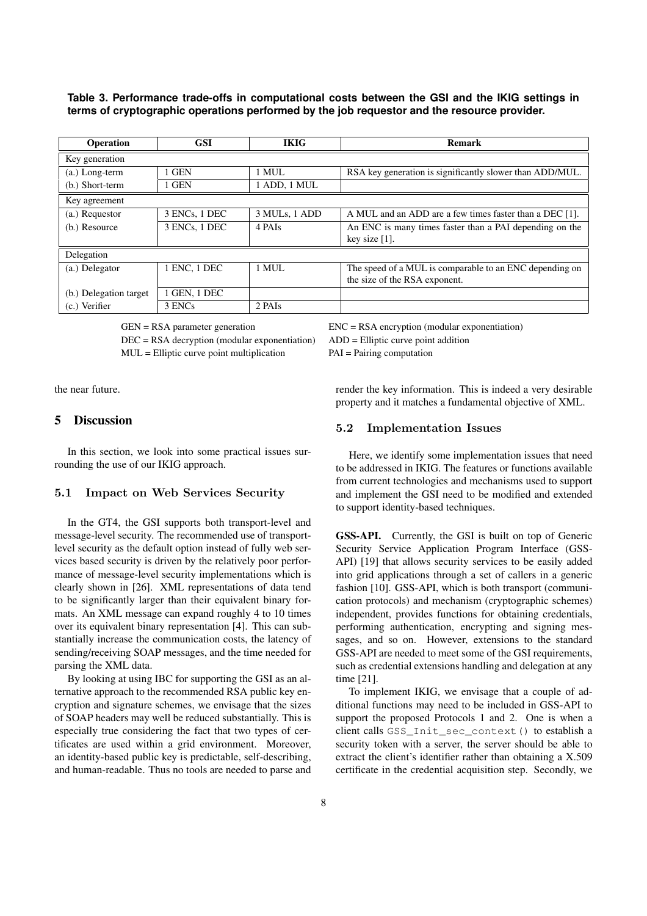**Table 3. Performance trade-offs in computational costs between the GSI and the IKIG settings in terms of cryptographic operations performed by the job requestor and the resource provider.**

| Operation | GSI | IKIG | Remark |
|---|---|---|---|
| Key generation | | | |
| (a.) Long-term | 1 GEN | 1 MUL | RSA key generation is significantly slower than ADD/MUL. |
| (b.) Short-term | 1 GEN | 1 ADD, 1 MUL | |
| Key agreement | | | |
| (a.) Requestor | 3 ENCs, 1 DEC | 3 MULs, 1 ADD | A MUL and an ADD are a few times faster than a DEC [1]. |
| (b.) Resource | 3 ENCs, 1 DEC | 4 PAIs | An ENC is many times faster than a PAI depending on the key size [1]. |
| Delegation | | | |
| (a.) Delegator | 1 ENC, 1 DEC | 1 MUL | The speed of a MUL is comparable to an ENC depending on the size of the RSA exponent. |
| (b.) Delegation target | 1 GEN, 1 DEC | | |
| (c.) Verifier | 3 ENCs | 2 PAIs | |

GEN = RSA parameter generation
ENC = RSA encryption (modular exponentiation)
DEC = RSA decryption (modular exponentiation)
ADD = Elliptic curve point addition
MUL = Elliptic curve point multiplication
PAI = Pairing computation

the near future.

## 5 Discussion

In this section, we look into some practical issues surrounding the use of our IKIG approach.

### 5.1 Impact on Web Services Security

In the GT4, the GSI supports both transport-level and message-level security. The recommended use of transport-level security as the default option instead of fully web services based security is driven by the relatively poor performance of message-level security implementations which is clearly shown in [26]. XML representations of data tend to be significantly larger than their equivalent binary formats. An XML message can expand roughly 4 to 10 times over its equivalent binary representation [4]. This can substantially increase the communication costs, the latency of sending/receiving SOAP messages, and the time needed for parsing the XML data.

By looking at using IBC for supporting the GSI as an alternative approach to the recommended RSA public key encryption and signature schemes, we envisage that the sizes of SOAP headers may well be reduced substantially. This is especially true considering the fact that two types of certificates are used within a grid environment. Moreover, an identity-based public key is predictable, self-describing, and human-readable. Thus no tools are needed to parse and render the key information. This is indeed a very desirable property and it matches a fundamental objective of XML.

### 5.2 Implementation Issues

Here, we identify some implementation issues that need to be addressed in IKIG. The features or functions available from current technologies and mechanisms used to support and implement the GSI need to be modified and extended to support identity-based techniques.

**GSS-API.** Currently, the GSI is built on top of Generic Security Service Application Program Interface (GSS-API) [19] that allows security services to be easily added into grid applications through a set of callers in a generic fashion [10]. GSS-API, which is both transport (communication protocols) and mechanism (cryptographic schemes) independent, provides functions for obtaining credentials, performing authentication, encrypting and signing messages, and so on. However, extensions to the standard GSS-API are needed to meet some of the GSI requirements, such as credential extensions handling and delegation at any time [21].

To implement IKIG, we envisage that a couple of additional functions may need to be included in GSS-API to support the proposed Protocols 1 and 2. One is when a client calls `GSS_Init_sec_context()` to establish a security token with a server, the server should be able to extract the client's identifier rather than obtaining a X.509 certificate in the credential acquisition step. Secondly, we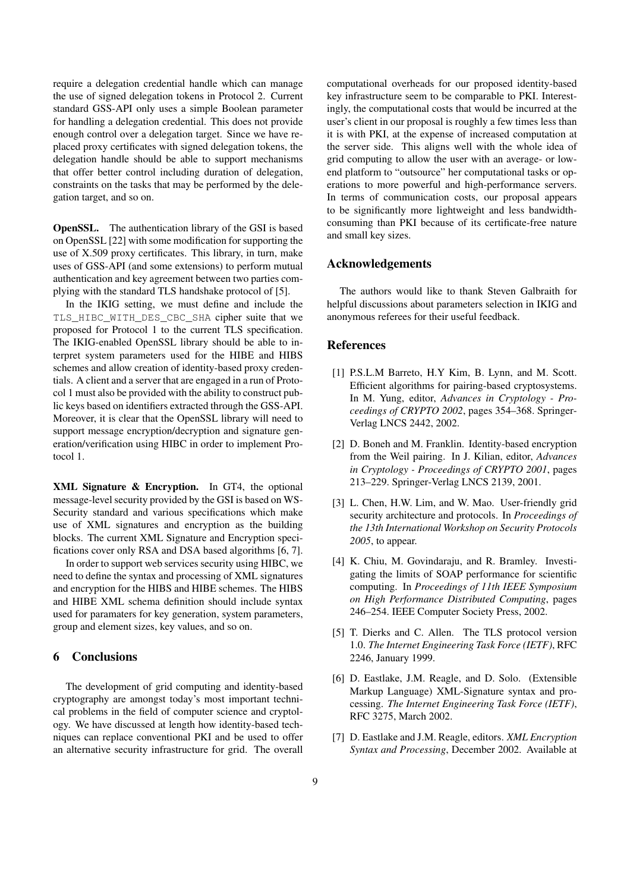require a delegation credential handle which can manage the use of signed delegation tokens in Protocol 2. Current standard GSS-API only uses a simple Boolean parameter for handling a delegation credential. This does not provide enough control over a delegation target. Since we have replaced proxy certificates with signed delegation tokens, the delegation handle should be able to support mechanisms that offer better control including duration of delegation, constraints on the tasks that may be performed by the delegation target, and so on.

**OpenSSL.** The authentication library of the GSI is based on OpenSSL [22] with some modification for supporting the use of X.509 proxy certificates. This library, in turn, make uses of GSS-API (and some extensions) to perform mutual authentication and key agreement between two parties complying with the standard TLS handshake protocol of [5].

In the IKIG setting, we must define and include the `TLS_HIBC_WITH_DES_CBC_SHA` cipher suite that we proposed for Protocol 1 to the current TLS specification. The IKIG-enabled OpenSSL library should be able to interpret system parameters used for the HIBE and HIBS schemes and allow creation of identity-based proxy credentials. A client and a server that are engaged in a run of Protocol 1 must also be provided with the ability to construct public keys based on identifiers extracted through the GSS-API. Moreover, it is clear that the OpenSSL library will need to support message encryption/decryption and signature generation/verification using HIBC in order to implement Protocol 1.

**XML Signature & Encryption.** In GT4, the optional message-level security provided by the GSI is based on WS-Security standard and various specifications which make use of XML signatures and encryption as the building blocks. The current XML Signature and Encryption specifications cover only RSA and DSA based algorithms [6, 7].

In order to support web services security using HIBC, we need to define the syntax and processing of XML signatures and encryption for the HIBS and HIBE schemes. The HIBS and HIBE XML schema definition should include syntax used for paramaters for key generation, system parameters, group and element sizes, key values, and so on.

## 6 Conclusions

The development of grid computing and identity-based cryptography are amongst today's most important technical problems in the field of computer science and cryptology. We have discussed at length how identity-based techniques can replace conventional PKI and be used to offer an alternative security infrastructure for grid. The overall computational overheads for our proposed identity-based key infrastructure seem to be comparable to PKI. Interestingly, the computational costs that would be incurred at the user's client in our proposal is roughly a few times less than it is with PKI, at the expense of increased computation at the server side. This aligns well with the whole idea of grid computing to allow the user with an average- or low-end platform to "outsource" her computational tasks or operations to more powerful and high-performance servers. In terms of communication costs, our proposal appears to be significantly more lightweight and less bandwidth-consuming than PKI because of its certificate-free nature and small key sizes.

## Acknowledgements

The authors would like to thank Steven Galbraith for helpful discussions about parameters selection in IKIG and anonymous referees for their useful feedback.

## References

[1] P.S.L.M Barreto, H.Y Kim, B. Lynn, and M. Scott. Efficient algorithms for pairing-based cryptosystems. In M. Yung, editor, *Advances in Cryptology - Proceedings of CRYPTO 2002*, pages 354–368. Springer-Verlag LNCS 2442, 2002.

[2] D. Boneh and M. Franklin. Identity-based encryption from the Weil pairing. In J. Kilian, editor, *Advances in Cryptology - Proceedings of CRYPTO 2001*, pages 213–229. Springer-Verlag LNCS 2139, 2001.

[3] L. Chen, H.W. Lim, and W. Mao. User-friendly grid security architecture and protocols. In *Proceedings of the 13th International Workshop on Security Protocols 2005*, to appear.

[4] K. Chiu, M. Govindaraju, and R. Bramley. Investigating the limits of SOAP performance for scientific computing. In *Proceedings of 11th IEEE Symposium on High Performance Distributed Computing*, pages 246–254. IEEE Computer Society Press, 2002.

[5] T. Dierks and C. Allen. The TLS protocol version 1.0. *The Internet Engineering Task Force (IETF)*, RFC 2246, January 1999.

[6] D. Eastlake, J.M. Reagle, and D. Solo. (Extensible Markup Language) XML-Signature syntax and processing. *The Internet Engineering Task Force (IETF)*, RFC 3275, March 2002.

[7] D. Eastlake and J.M. Reagle, editors. *XML Encryption Syntax and Processing*, December 2002. Available at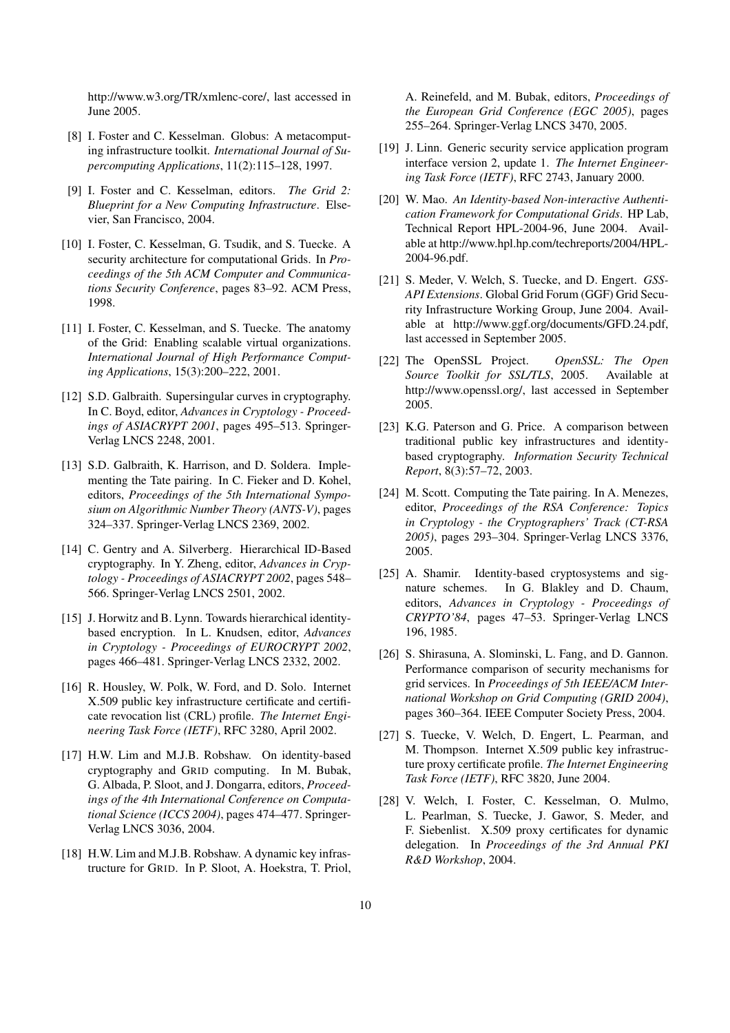http://www.w3.org/TR/xmlenc-core/, last accessed in June 2005.

[8] I. Foster and C. Kesselman. Globus: A metacomputing infrastructure toolkit. *International Journal of Supercomputing Applications*, 11(2):115–128, 1997.

[9] I. Foster and C. Kesselman, editors. *The Grid 2: Blueprint for a New Computing Infrastructure*. Elsevier, San Francisco, 2004.

[10] I. Foster, C. Kesselman, G. Tsudik, and S. Tuecke. A security architecture for computational Grids. In *Proceedings of the 5th ACM Computer and Communications Security Conference*, pages 83–92. ACM Press, 1998.

[11] I. Foster, C. Kesselman, and S. Tuecke. The anatomy of the Grid: Enabling scalable virtual organizations. *International Journal of High Performance Computing Applications*, 15(3):200–222, 2001.

[12] S.D. Galbraith. Supersingular curves in cryptography. In C. Boyd, editor, *Advances in Cryptology - Proceedings of ASIACRYPT 2001*, pages 495–513. Springer-Verlag LNCS 2248, 2001.

[13] S.D. Galbraith, K. Harrison, and D. Soldera. Implementing the Tate pairing. In C. Fieker and D. Kohel, editors, *Proceedings of the 5th International Symposium on Algorithmic Number Theory (ANTS-V)*, pages 324–337. Springer-Verlag LNCS 2369, 2002.

[14] C. Gentry and A. Silverberg. Hierarchical ID-Based cryptography. In Y. Zheng, editor, *Advances in Cryptology - Proceedings of ASIACRYPT 2002*, pages 548–566. Springer-Verlag LNCS 2501, 2002.

[15] J. Horwitz and B. Lynn. Towards hierarchical identity-based encryption. In L. Knudsen, editor, *Advances in Cryptology - Proceedings of EUROCRYPT 2002*, pages 466–481. Springer-Verlag LNCS 2332, 2002.

[16] R. Housley, W. Polk, W. Ford, and D. Solo. Internet X.509 public key infrastructure certificate and certificate revocation list (CRL) profile. *The Internet Engineering Task Force (IETF)*, RFC 3280, April 2002.

[17] H.W. Lim and M.J.B. Robshaw. On identity-based cryptography and GRID computing. In M. Bubak, G. Albada, P. Sloot, and J. Dongarra, editors, *Proceedings of the 4th International Conference on Computational Science (ICCS 2004)*, pages 474–477. Springer-Verlag LNCS 3036, 2004.

[18] H.W. Lim and M.J.B. Robshaw. A dynamic key infrastructure for GRID. In P. Sloot, A. Hoekstra, T. Priol, A. Reinefeld, and M. Bubak, editors, *Proceedings of the European Grid Conference (EGC 2005)*, pages 255–264. Springer-Verlag LNCS 3470, 2005.

[19] J. Linn. Generic security service application program interface version 2, update 1. *The Internet Engineering Task Force (IETF)*, RFC 2743, January 2000.

[20] W. Mao. *An Identity-based Non-interactive Authentication Framework for Computational Grids*. HP Lab, Technical Report HPL-2004-96, June 2004. Available at http://www.hpl.hp.com/techreports/2004/HPL-2004-96.pdf.

[21] S. Meder, V. Welch, S. Tuecke, and D. Engert. *GSS-API Extensions*. Global Grid Forum (GGF) Grid Security Infrastructure Working Group, June 2004. Available at http://www.ggf.org/documents/GFD.24.pdf, last accessed in September 2005.

[22] The OpenSSL Project. *OpenSSL: The Open Source Toolkit for SSL/TLS*, 2005. Available at http://www.openssl.org/, last accessed in September 2005.

[23] K.G. Paterson and G. Price. A comparison between traditional public key infrastructures and identity-based cryptography. *Information Security Technical Report*, 8(3):57–72, 2003.

[24] M. Scott. Computing the Tate pairing. In A. Menezes, editor, *Proceedings of the RSA Conference: Topics in Cryptology - the Cryptographers' Track (CT-RSA 2005)*, pages 293–304. Springer-Verlag LNCS 3376, 2005.

[25] A. Shamir. Identity-based cryptosystems and signature schemes. In G. Blakley and D. Chaum, editors, *Advances in Cryptology - Proceedings of CRYPTO'84*, pages 47–53. Springer-Verlag LNCS 196, 1985.

[26] S. Shirasuna, A. Slominski, L. Fang, and D. Gannon. Performance comparison of security mechanisms for grid services. In *Proceedings of 5th IEEE/ACM International Workshop on Grid Computing (GRID 2004)*, pages 360–364. IEEE Computer Society Press, 2004.

[27] S. Tuecke, V. Welch, D. Engert, L. Pearman, and M. Thompson. Internet X.509 public key infrastructure proxy certificate profile. *The Internet Engineering Task Force (IETF)*, RFC 3820, June 2004.

[28] V. Welch, I. Foster, C. Kesselman, O. Mulmo, L. Pearlman, S. Tuecke, J. Gawor, S. Meder, and F. Siebenlist. X.509 proxy certificates for dynamic delegation. In *Proceedings of the 3rd Annual PKI R&D Workshop*, 2004.